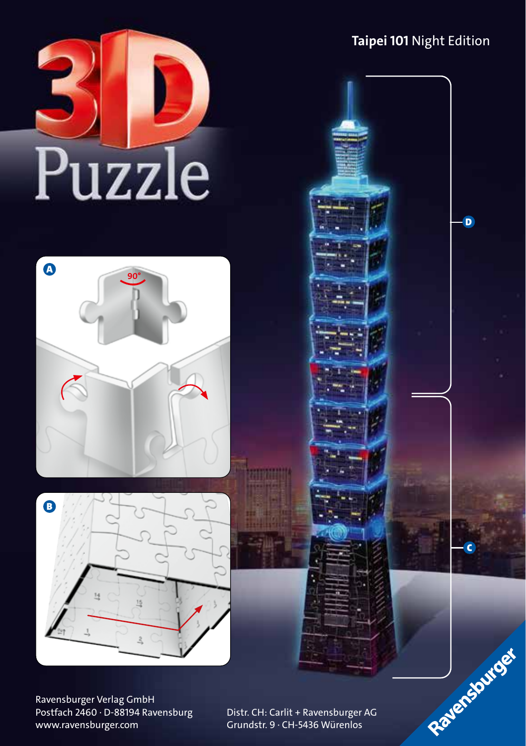# 3D Puzzle

## Taipei 101 Night Edition

A

90°

B

D

C

Ravensburger Verlag GmbH
Postfach 2460 · D-88194 Ravensburg
www.ravensburger.com

Distr. CH: Carlit + Ravensburger AG
Grundstr. 9 · CH-5436 Würenlos

Ravensburger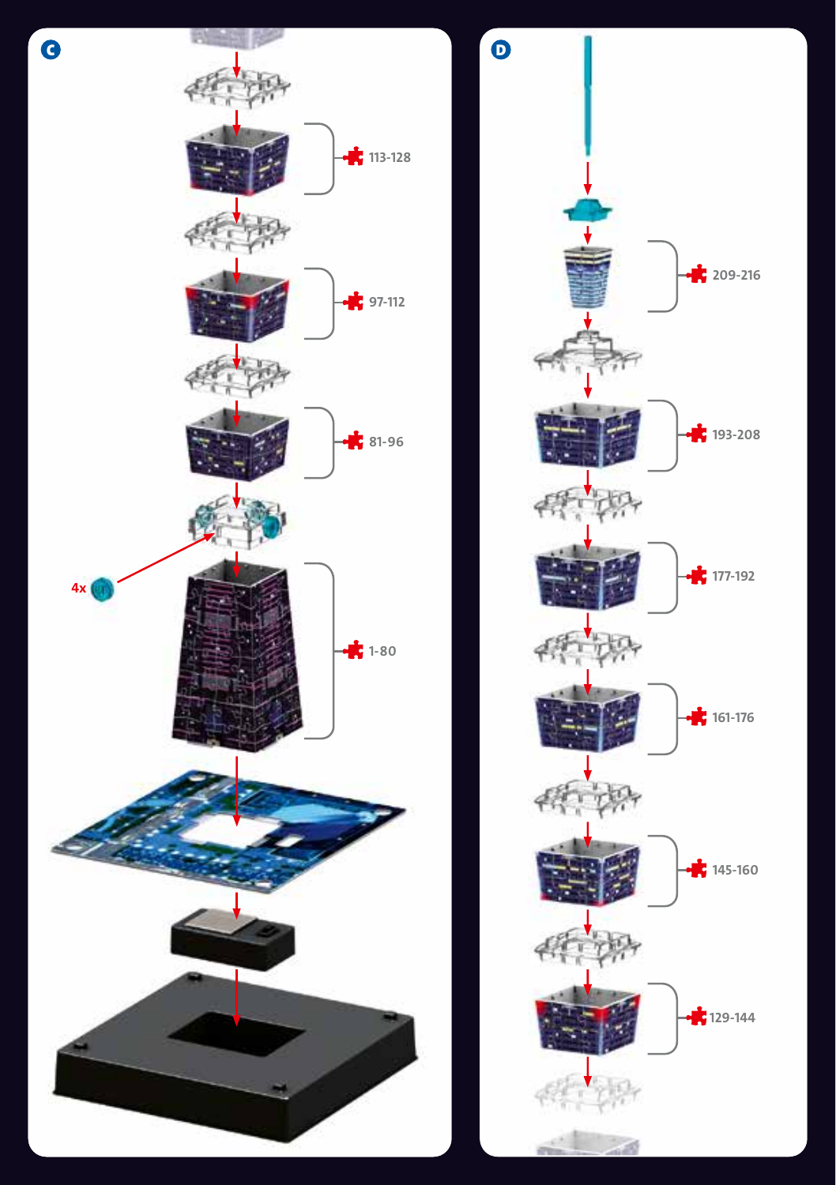C

113-128

97-112

81-96

4x

1-80

D

209-216

193-208

177-192

161-176

145-160

129-144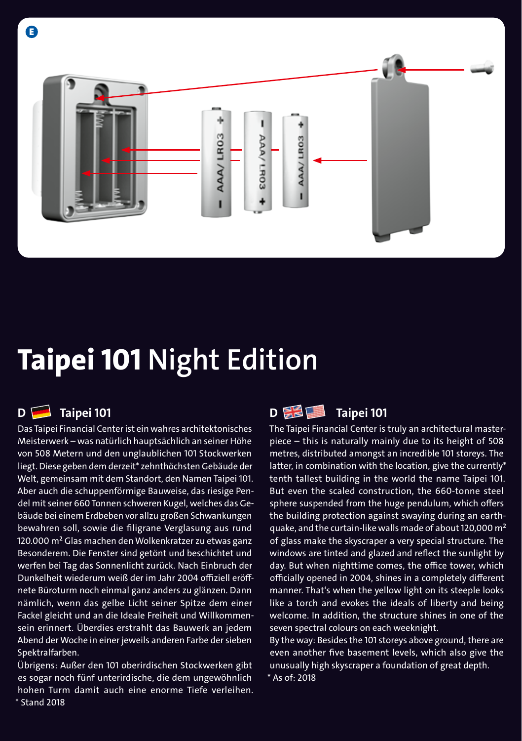# **Taipei 101** Night Edition

## D Taipei 101

Das Taipei Financial Center ist ein wahres architektonisches Meisterwerk – was natürlich hauptsächlich an seiner Höhe von 508 Metern und den unglaublichen 101 Stockwerken liegt. Diese geben dem derzeit* zehnthöchsten Gebäude der Welt, gemeinsam mit dem Standort, den Namen Taipei 101. Aber auch die schuppenförmige Bauweise, das riesige Pendel mit seiner 660 Tonnen schweren Kugel, welches das Gebäude bei einem Erdbeben vor allzu großen Schwankungen bewahren soll, sowie die filigrane Verglasung aus rund 120.000 m² Glas machen den Wolkenkratzer zu etwas ganz Besonderem. Die Fenster sind getönt und beschichtet und werfen bei Tag das Sonnenlicht zurück. Nach Einbruch der Dunkelheit wiederum weiß der im Jahr 2004 offiziell eröffnete Büroturm noch einmal ganz anders zu glänzen. Dann nämlich, wenn das gelbe Licht seiner Spitze dem einer Fackel gleicht und an die Ideale Freiheit und Willkommensein erinnert. Überdies erstrahlt das Bauwerk an jedem Abend der Woche in einer jeweils anderen Farbe der sieben Spektralfarben.

Übrigens: Außer den 101 oberirdischen Stockwerken gibt es sogar noch fünf unterirdische, die dem ungewöhnlich hohen Turm damit auch eine enorme Tiefe verleihen.

* Stand 2018

## D Taipei 101

The Taipei Financial Center is truly an architectural masterpiece – this is naturally mainly due to its height of 508 metres, distributed amongst an incredible 101 storeys. The latter, in combination with the location, give the currently* tenth tallest building in the world the name Taipei 101. But even the scaled construction, the 660-tonne steel sphere suspended from the huge pendulum, which offers the building protection against swaying during an earthquake, and the curtain-like walls made of about 120,000 m² of glass make the skyscraper a very special structure. The windows are tinted and glazed and reflect the sunlight by day. But when nighttime comes, the office tower, which officially opened in 2004, shines in a completely different manner. That's when the yellow light on its steeple looks like a torch and evokes the ideals of liberty and being welcome. In addition, the structure shines in one of the seven spectral colours on each weeknight.

By the way: Besides the 101 storeys above ground, there are even another five basement levels, which also give the unusually high skyscraper a foundation of great depth.

* As of: 2018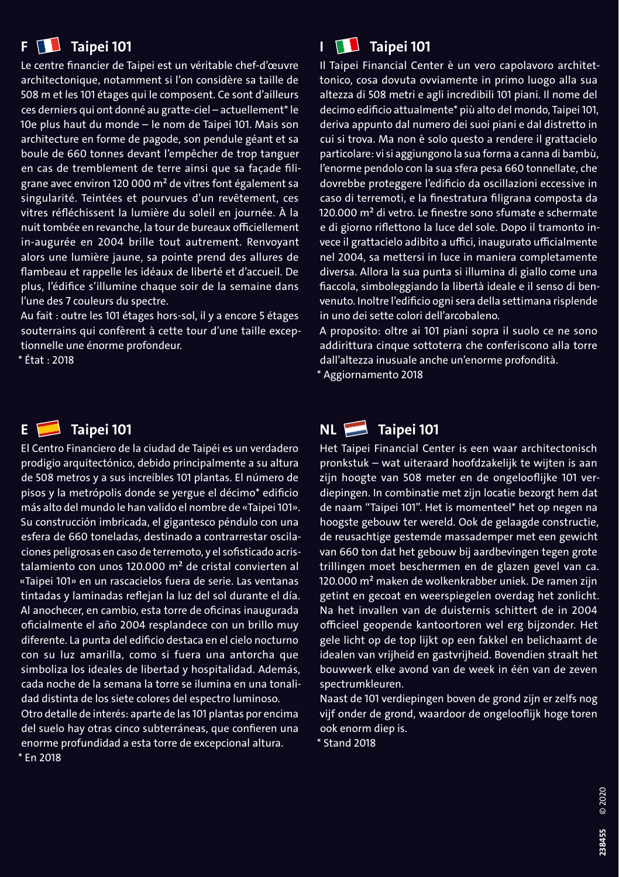## F Taipei 101

Le centre financier de Taipei est un véritable chef-d'œuvre architectonique, notamment si l'on considère sa taille de 508 m et les 101 étages qui le composent. Ce sont d'ailleurs ces derniers qui ont donné au gratte-ciel – actuellement* le 10e plus haut du monde – le nom de Taipei 101. Mais son architecture en forme de pagode, son pendule géant et sa boule de 660 tonnes devant l'empêcher de trop tanguer en cas de tremblement de terre ainsi que sa façade filigrane avec environ 120 000 m² de vitres font également sa singularité. Teintées et pourvues d'un revêtement, ces vitres réfléchissent la lumière du soleil en journée. À la nuit tombée en revanche, la tour de bureaux officiellement in-augurée en 2004 brille tout autrement. Renvoyant alors une lumière jaune, sa pointe prend des allures de flambeau et rappelle les idéaux de liberté et d'accueil. De plus, l'édifice s'illumine chaque soir de la semaine dans l'une des 7 couleurs du spectre.

Au fait : outre les 101 étages hors-sol, il y a encore 5 étages souterrains qui confèrent à cette tour d'une taille exceptionnelle une énorme profondeur.

* État : 2018

## I Taipei 101

Il Taipei Financial Center è un vero capolavoro architettonico, cosa dovuta ovviamente in primo luogo alla sua altezza di 508 metri e agli incredibili 101 piani. Il nome del decimo edificio attualmente* più alto del mondo, Taipei 101, deriva appunto dal numero dei suoi piani e dal distretto in cui si trova. Ma non è solo questo a rendere il grattacielo particolare: vi si aggiungono la sua forma a canna di bambù, l'enorme pendolo con la sua sfera pesa 660 tonnellate, che dovrebbe proteggere l'edificio da oscillazioni eccessive in caso di terremoti, e la finestratura filigrana composta da 120.000 m² di vetro. Le finestre sono sfumate e schermate e di giorno riflettono la luce del sole. Dopo il tramonto invece il grattacielo adibito a uffici, inaugurato ufficialmente nel 2004, sa mettersi in luce in maniera completamente diversa. Allora la sua punta si illumina di giallo come una fiaccola, simboleggiando la libertà ideale e il senso di benvenuto. Inoltre l'edificio ogni sera della settimana risplende in uno dei sette colori dell'arcobaleno.

A proposito: oltre ai 101 piani sopra il suolo ce ne sono addirittura cinque sottoterra che conferiscono alla torre dall'altezza inusuale anche un'enorme profondità.

* Aggiornamento 2018

## E Taipei 101

El Centro Financiero de la ciudad de Taipéi es un verdadero prodigio arquitectónico, debido principalmente a su altura de 508 metros y a sus increíbles 101 plantas. El número de pisos y la metrópolis donde se yergue el décimo* edificio más alto del mundo le han valido el nombre de «Taipei 101». Su construcción imbricada, el gigantesco péndulo con una esfera de 660 toneladas, destinado a contrarrestar oscilaciones peligrosas en caso de terremoto, y el sofisticado acristalamiento con unos 120.000 m² de cristal convierten al «Taipei 101» en un rascacielos fuera de serie. Las ventanas tintadas y laminadas reflejan la luz del sol durante el día. Al anochecer, en cambio, esta torre de oficinas inaugurada oficialmente el año 2004 resplandece con un brillo muy diferente. La punta del edificio destaca en el cielo nocturno con su luz amarilla, como si fuera una antorcha que simboliza los ideales de libertad y hospitalidad. Además, cada noche de la semana la torre se ilumina en una tonalidad distinta de los siete colores del espectro luminoso.

Otro detalle de interés: aparte de las 101 plantas por encima del suelo hay otras cinco subterráneas, que confieren una enorme profundidad a esta torre de excepcional altura.

* En 2018

## NL Taipei 101

Het Taipei Financial Center is een waar architectonisch pronkstuk – wat uiteraard hoofdzakelijk te wijten is aan zijn hoogte van 508 meter en de ongelooflijke 101 verdiepingen. In combinatie met zijn locatie bezorgt hem dat de naam "Taipei 101". Het is momenteel* het op negen na hoogste gebouw ter wereld. Ook de gelaagde constructie, de reusachtige gestemde massademper met een gewicht van 660 ton dat het gebouw bij aardbevingen tegen grote trillingen moet beschermen en de glazen gevel van ca. 120.000 m² maken de wolkenkrabber uniek. De ramen zijn getint en gecoat en weerspiegelen overdag het zonlicht. Na het invallen van de duisternis schittert de in 2004 officieel geopende kantoortoren wel erg bijzonder. Het gele licht op de top lijkt op een fakkel en belichaamt de idealen van vrijheid en gastvrijheid. Bovendien straalt het bouwwerk elke avond van de week in één van de zeven spectrumkleuren.

Naast de 101 verdiepingen boven de grond zijn er zelfs nog vijf onder de grond, waardoor de ongelooflijk hoge toren ook enorm diep is.

* Stand 2018

238455 © 2020